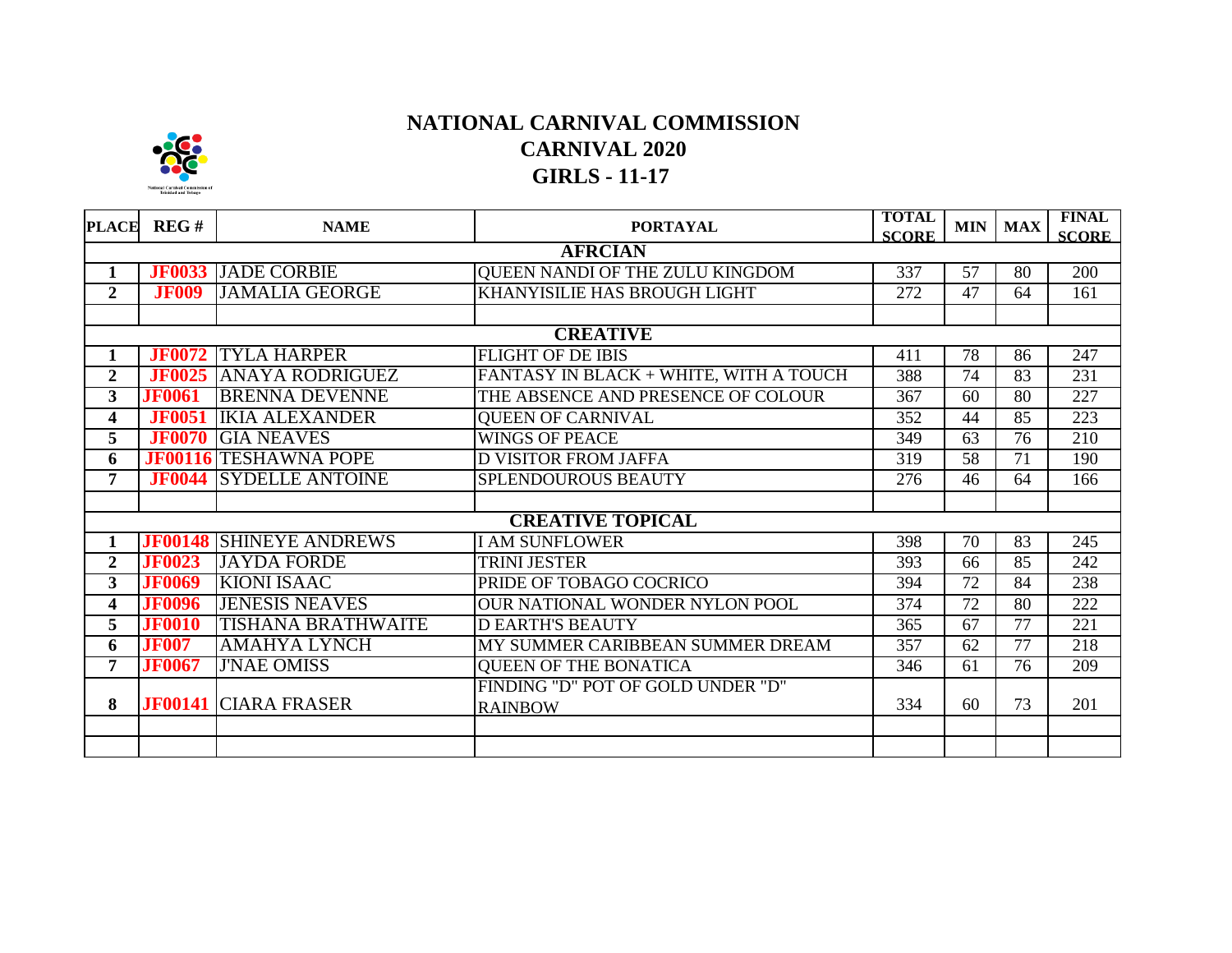# NATIONAL CARNIVAL COMMISSION
## CARNIVAL 2020
## GIRLS - 11-17

| PLACE | REG # | NAME | PORTAYAL | TOTAL SCORE | MIN | MAX | FINAL SCORE |
|---|---|---|---|---|---|---|---|
| **AFRCIAN** | | | | | | | |
| 1 | JF0033 | JADE CORBIE | QUEEN NANDI OF THE ZULU KINGDOM | 337 | 57 | 80 | 200 |
| 2 | JF009 | JAMALIA GEORGE | KHANYISILIE HAS BROUGH LIGHT | 272 | 47 | 64 | 161 |
| | | | | | | | |
| **CREATIVE** | | | | | | | |
| 1 | JF0072 | TYLA HARPER | FLIGHT OF DE IBIS | 411 | 78 | 86 | 247 |
| 2 | JF0025 | ANAYA RODRIGUEZ | FANTASY IN BLACK + WHITE, WITH A TOUCH | 388 | 74 | 83 | 231 |
| 3 | JF0061 | BRENNA DEVENNE | THE ABSENCE AND PRESENCE OF COLOUR | 367 | 60 | 80 | 227 |
| 4 | JF0051 | IKIA ALEXANDER | QUEEN OF CARNIVAL | 352 | 44 | 85 | 223 |
| 5 | JF0070 | GIA NEAVES | WINGS OF PEACE | 349 | 63 | 76 | 210 |
| 6 | JF00116 | TESHAWNA POPE | D VISITOR FROM JAFFA | 319 | 58 | 71 | 190 |
| 7 | JF0044 | SYDELLE ANTOINE | SPLENDOUROUS BEAUTY | 276 | 46 | 64 | 166 |
| | | | | | | | |
| **CREATIVE TOPICAL** | | | | | | | |
| 1 | JF00148 | SHINEYE ANDREWS | I AM SUNFLOWER | 398 | 70 | 83 | 245 |
| 2 | JF0023 | JAYDA FORDE | TRINI JESTER | 393 | 66 | 85 | 242 |
| 3 | JF0069 | KIONI ISAAC | PRIDE OF TOBAGO COCRICO | 394 | 72 | 84 | 238 |
| 4 | JF0096 | JENESIS NEAVES | OUR NATIONAL WONDER NYLON POOL | 374 | 72 | 80 | 222 |
| 5 | JF0010 | TISHANA BRATHWAITE | D EARTH'S BEAUTY | 365 | 67 | 77 | 221 |
| 6 | JF007 | AMAHYA LYNCH | MY SUMMER CARIBBEAN SUMMER DREAM | 357 | 62 | 77 | 218 |
| 7 | JF0067 | J'NAE OMISS | QUEEN OF THE BONATICA | 346 | 61 | 76 | 209 |
| 8 | JF00141 | CIARA FRASER | FINDING "D" POT OF GOLD UNDER "D" RAINBOW | 334 | 60 | 73 | 201 |
| | | | | | | | |
| | | | | | | | |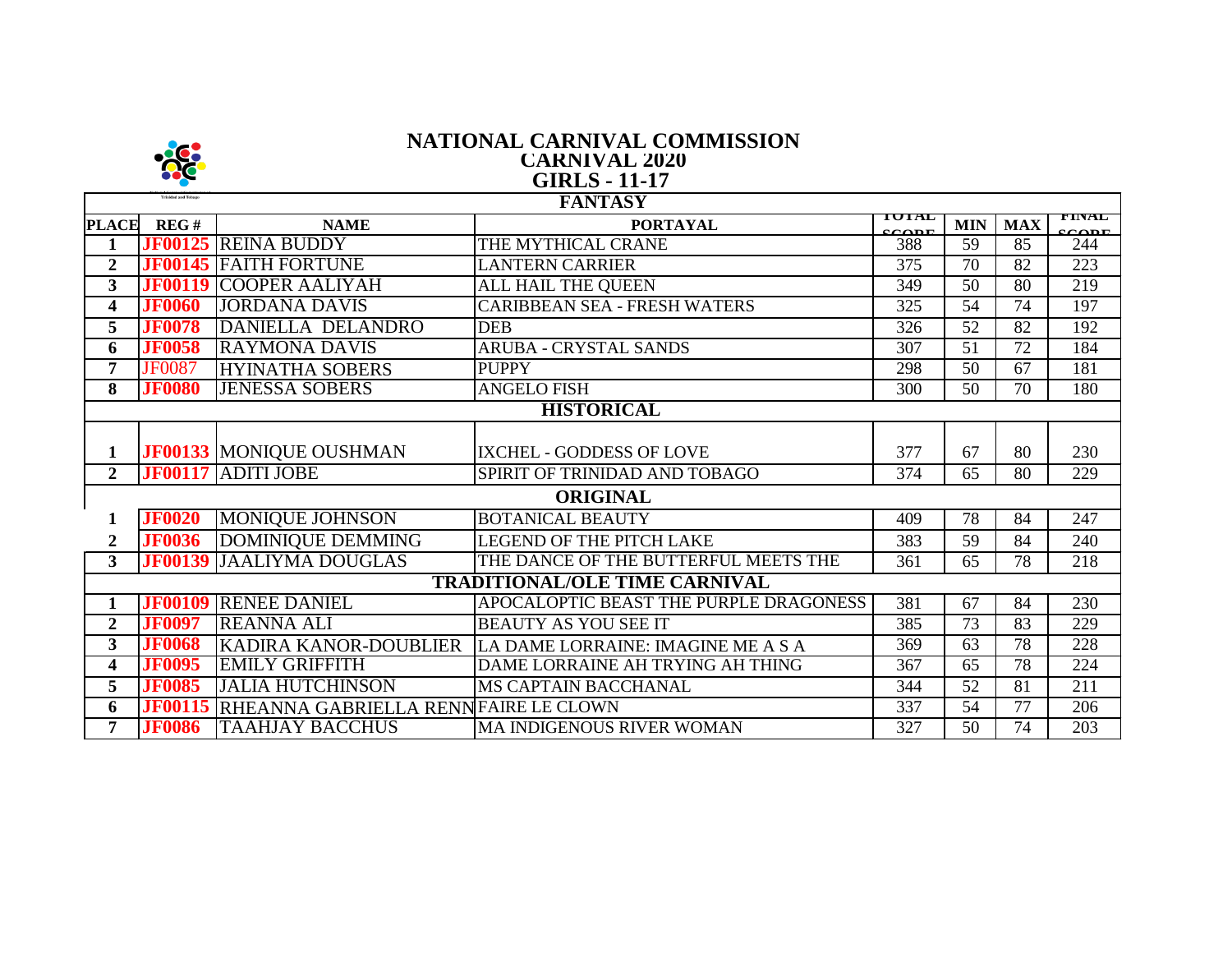# NATIONAL CARNIVAL COMMISSION
## CARNIVAL 2020
## GIRLS - 11-17

| PLACE | REG # | NAME | PORTAYAL | TOTAL SCORE | MIN | MAX | FINAL SCORE |
|---|---|---|---|---|---|---|---|
| | | | **FANTASY** | | | | |
| 1 | JF00125 | REINA BUDDY | THE MYTHICAL CRANE | 388 | 59 | 85 | 244 |
| 2 | JF00145 | FAITH FORTUNE | LANTERN CARRIER | 375 | 70 | 82 | 223 |
| 3 | JF00119 | COOPER AALIYAH | ALL HAIL THE QUEEN | 349 | 50 | 80 | 219 |
| 4 | JF0060 | JORDANA DAVIS | CARIBBEAN SEA - FRESH WATERS | 325 | 54 | 74 | 197 |
| 5 | JF0078 | DANIELLA DELANDRO | DEB | 326 | 52 | 82 | 192 |
| 6 | JF0058 | RAYMONA DAVIS | ARUBA - CRYSTAL SANDS | 307 | 51 | 72 | 184 |
| 7 | JF0087 | HYINATHA SOBERS | PUPPY | 298 | 50 | 67 | 181 |
| 8 | JF0080 | JENESSA SOBERS | ANGELO FISH | 300 | 50 | 70 | 180 |
| | | | **HISTORICAL** | | | | |
| 1 | JF00133 | MONIQUE OUSHMAN | IXCHEL - GODDESS OF LOVE | 377 | 67 | 80 | 230 |
| 2 | JF00117 | ADITI JOBE | SPIRIT OF TRINIDAD AND TOBAGO | 374 | 65 | 80 | 229 |
| | | | **ORIGINAL** | | | | |
| 1 | JF0020 | MONIQUE JOHNSON | BOTANICAL BEAUTY | 409 | 78 | 84 | 247 |
| 2 | JF0036 | DOMINIQUE DEMMING | LEGEND OF THE PITCH LAKE | 383 | 59 | 84 | 240 |
| 3 | JF00139 | JAALIYMA DOUGLAS | THE DANCE OF THE BUTTERFUL MEETS THE | 361 | 65 | 78 | 218 |
| | | | **TRADITIONAL/OLE TIME CARNIVAL** | | | | |
| 1 | JF00109 | RENEE DANIEL | APOCALOPTIC BEAST THE PURPLE DRAGONESS | 381 | 67 | 84 | 230 |
| 2 | JF0097 | REANNA ALI | BEAUTY AS YOU SEE IT | 385 | 73 | 83 | 229 |
| 3 | JF0068 | KADIRA KANOR-DOUBLIER | LA DAME LORRAINE: IMAGINE ME A S A | 369 | 63 | 78 | 228 |
| 4 | JF0095 | EMILY GRIFFITH | DAME LORRAINE AH TRYING AH THING | 367 | 65 | 78 | 224 |
| 5 | JF0085 | JALIA HUTCHINSON | MS CAPTAIN BACCHANAL | 344 | 52 | 81 | 211 |
| 6 | JF00115 | RHEANNA GABRIELLA RENN | FAIRE LE CLOWN | 337 | 54 | 77 | 206 |
| 7 | JF0086 | TAAHJAY BACCHUS | MA INDIGENOUS RIVER WOMAN | 327 | 50 | 74 | 203 |